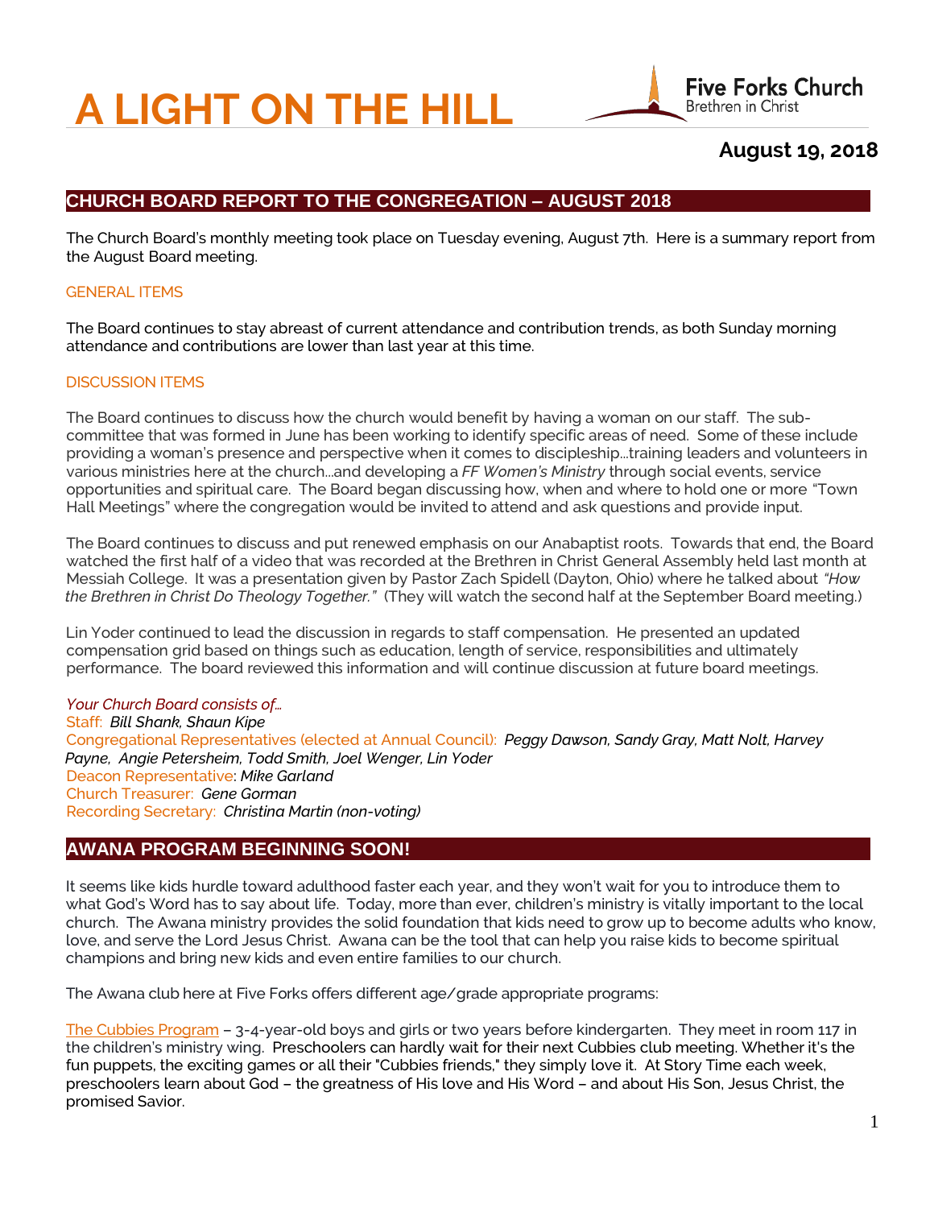# A LIGHT ON THE HILL

Five Forks Church
Brethren in Christ

**August 19, 2018**

## CHURCH BOARD REPORT TO THE CONGREGATION – AUGUST 2018

The Church Board's monthly meeting took place on Tuesday evening, August 7th. Here is a summary report from the August Board meeting.

### GENERAL ITEMS

The Board continues to stay abreast of current attendance and contribution trends, as both Sunday morning attendance and contributions are lower than last year at this time.

### DISCUSSION ITEMS

The Board continues to discuss how the church would benefit by having a woman on our staff. The sub-committee that was formed in June has been working to identify specific areas of need. Some of these include providing a woman's presence and perspective when it comes to discipleship…training leaders and volunteers in various ministries here at the church…and developing a *FF Women's Ministry* through social events, service opportunities and spiritual care. The Board began discussing how, when and where to hold one or more "Town Hall Meetings" where the congregation would be invited to attend and ask questions and provide input.

The Board continues to discuss and put renewed emphasis on our Anabaptist roots. Towards that end, the Board watched the first half of a video that was recorded at the Brethren in Christ General Assembly held last month at Messiah College. It was a presentation given by Pastor Zach Spidell (Dayton, Ohio) where he talked about *"How the Brethren in Christ Do Theology Together."* (They will watch the second half at the September Board meeting.)

Lin Yoder continued to lead the discussion in regards to staff compensation. He presented an updated compensation grid based on things such as education, length of service, responsibilities and ultimately performance. The board reviewed this information and will continue discussion at future board meetings.

*Your Church Board consists of…*
Staff: *Bill Shank, Shaun Kipe*
Congregational Representatives (elected at Annual Council): *Peggy Dawson, Sandy Gray, Matt Nolt, Harvey Payne, Angie Petersheim, Todd Smith, Joel Wenger, Lin Yoder*
Deacon Representative: *Mike Garland*
Church Treasurer: *Gene Gorman*
Recording Secretary: *Christina Martin (non-voting)*

## AWANA PROGRAM BEGINNING SOON!

It seems like kids hurdle toward adulthood faster each year, and they won't wait for you to introduce them to what God's Word has to say about life. Today, more than ever, children's ministry is vitally important to the local church. The Awana ministry provides the solid foundation that kids need to grow up to become adults who know, love, and serve the Lord Jesus Christ. Awana can be the tool that can help you raise kids to become spiritual champions and bring new kids and even entire families to our church.

The Awana club here at Five Forks offers different age/grade appropriate programs:

The Cubbies Program – 3-4-year-old boys and girls or two years before kindergarten. They meet in room 117 in the children's ministry wing. Preschoolers can hardly wait for their next Cubbies club meeting. Whether it's the fun puppets, the exciting games or all their "Cubbies friends," they simply love it. At Story Time each week, preschoolers learn about God – the greatness of His love and His Word – and about His Son, Jesus Christ, the promised Savior.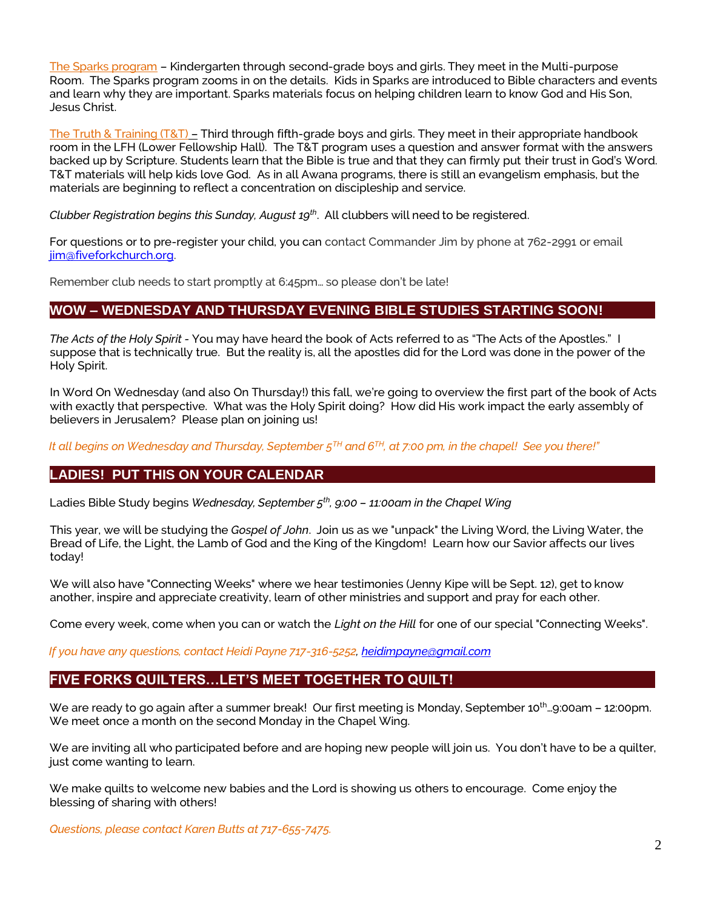The Sparks program – Kindergarten through second-grade boys and girls. They meet in the Multi-purpose Room. The Sparks program zooms in on the details. Kids in Sparks are introduced to Bible characters and events and learn why they are important. Sparks materials focus on helping children learn to know God and His Son, Jesus Christ.

The Truth & Training (T&T) – Third through fifth-grade boys and girls. They meet in their appropriate handbook room in the LFH (Lower Fellowship Hall). The T&T program uses a question and answer format with the answers backed up by Scripture. Students learn that the Bible is true and that they can firmly put their trust in God's Word. T&T materials will help kids love God. As in all Awana programs, there is still an evangelism emphasis, but the materials are beginning to reflect a concentration on discipleship and service.

*Clubber Registration begins this Sunday, August 19th*. All clubbers will need to be registered.

For questions or to pre-register your child, you can contact Commander Jim by phone at 762-2991 or email jim@fiveforkchurch.org.

Remember club needs to start promptly at 6:45pm… so please don't be late!

## WOW – WEDNESDAY AND THURSDAY EVENING BIBLE STUDIES STARTING SOON!

*The Acts of the Holy Spirit* - You may have heard the book of Acts referred to as "The Acts of the Apostles." I suppose that is technically true. But the reality is, all the apostles did for the Lord was done in the power of the Holy Spirit.

In Word On Wednesday (and also On Thursday!) this fall, we're going to overview the first part of the book of Acts with exactly that perspective. What was the Holy Spirit doing? How did His work impact the early assembly of believers in Jerusalem? Please plan on joining us!

*It all begins on Wednesday and Thursday, September 5TH and 6TH, at 7:00 pm, in the chapel! See you there!"*

## LADIES! PUT THIS ON YOUR CALENDAR

Ladies Bible Study begins *Wednesday, September 5th, 9:00 – 11:00am in the Chapel Wing*

This year, we will be studying the *Gospel of John*. Join us as we "unpack" the Living Word, the Living Water, the Bread of Life, the Light, the Lamb of God and the King of the Kingdom! Learn how our Savior affects our lives today!

We will also have "Connecting Weeks" where we hear testimonies (Jenny Kipe will be Sept. 12), get to know another, inspire and appreciate creativity, learn of other ministries and support and pray for each other.

Come every week, come when you can or watch the *Light on the Hill* for one of our special "Connecting Weeks".

*If you have any questions, contact Heidi Payne 717-316-5252, heidimpayne@gmail.com*

## FIVE FORKS QUILTERS…LET'S MEET TOGETHER TO QUILT!

We are ready to go again after a summer break! Our first meeting is Monday, September 10th…9:00am – 12:00pm. We meet once a month on the second Monday in the Chapel Wing.

We are inviting all who participated before and are hoping new people will join us. You don't have to be a quilter, just come wanting to learn.

We make quilts to welcome new babies and the Lord is showing us others to encourage. Come enjoy the blessing of sharing with others!

*Questions, please contact Karen Butts at 717-655-7475.*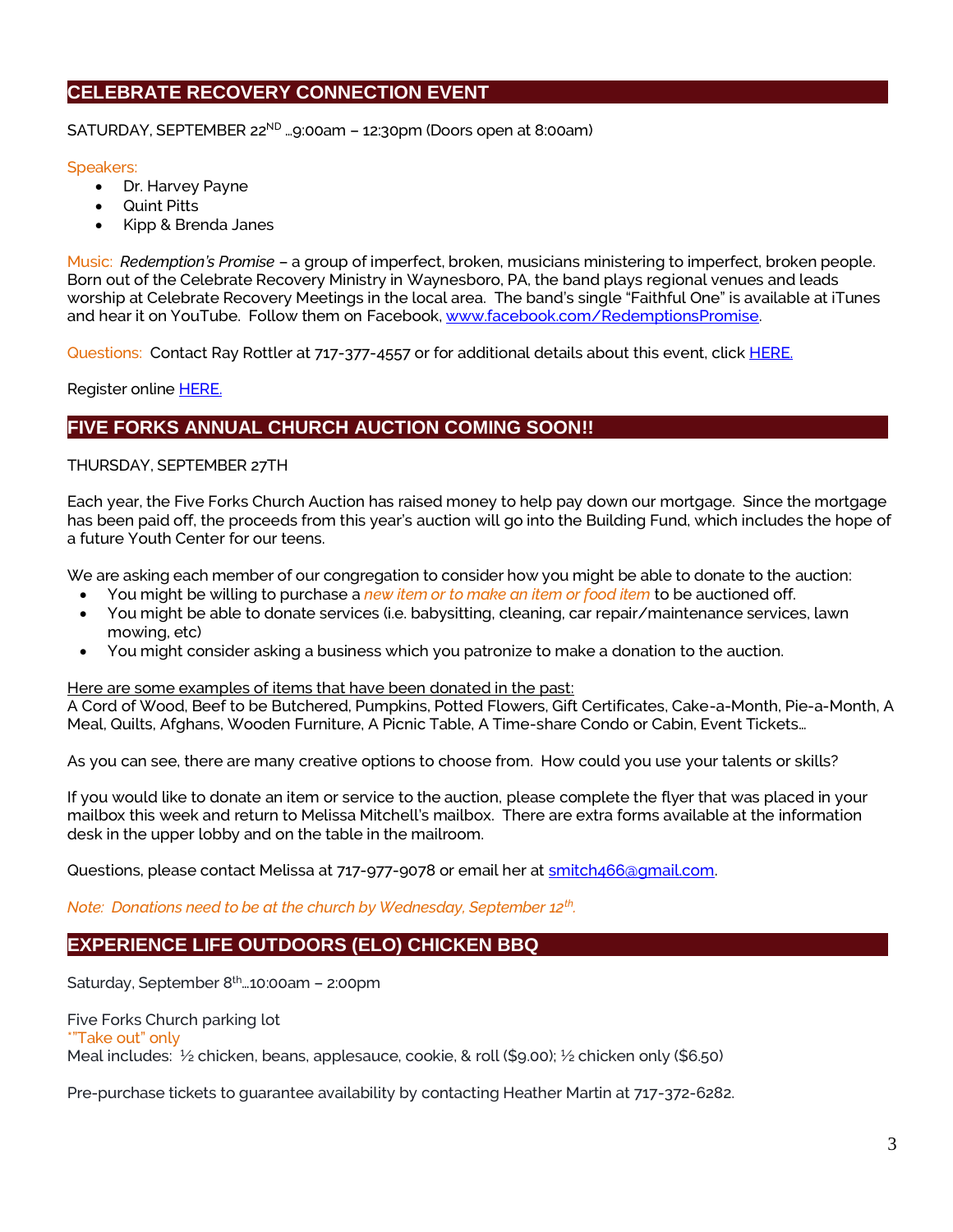## CELEBRATE RECOVERY CONNECTION EVENT

SATURDAY, SEPTEMBER 22ND …9:00am – 12:30pm (Doors open at 8:00am)

Speakers:

- Dr. Harvey Payne
- Quint Pitts
- Kipp & Brenda Janes

Music: *Redemption's Promise* – a group of imperfect, broken, musicians ministering to imperfect, broken people. Born out of the Celebrate Recovery Ministry in Waynesboro, PA, the band plays regional venues and leads worship at Celebrate Recovery Meetings in the local area. The band's single "Faithful One" is available at iTunes and hear it on YouTube. Follow them on Facebook, www.facebook.com/RedemptionsPromise.

Questions: Contact Ray Rottler at 717-377-4557 or for additional details about this event, click HERE.

Register online HERE.

## FIVE FORKS ANNUAL CHURCH AUCTION COMING SOON!!

THURSDAY, SEPTEMBER 27TH

Each year, the Five Forks Church Auction has raised money to help pay down our mortgage. Since the mortgage has been paid off, the proceeds from this year's auction will go into the Building Fund, which includes the hope of a future Youth Center for our teens.

We are asking each member of our congregation to consider how you might be able to donate to the auction:

- You might be willing to purchase a *new item or to make an item or food item* to be auctioned off.
- You might be able to donate services (i.e. babysitting, cleaning, car repair/maintenance services, lawn mowing, etc)
- You might consider asking a business which you patronize to make a donation to the auction.

Here are some examples of items that have been donated in the past:
A Cord of Wood, Beef to be Butchered, Pumpkins, Potted Flowers, Gift Certificates, Cake-a-Month, Pie-a-Month, A Meal, Quilts, Afghans, Wooden Furniture, A Picnic Table, A Time-share Condo or Cabin, Event Tickets…

As you can see, there are many creative options to choose from. How could you use your talents or skills?

If you would like to donate an item or service to the auction, please complete the flyer that was placed in your mailbox this week and return to Melissa Mitchell's mailbox. There are extra forms available at the information desk in the upper lobby and on the table in the mailroom.

Questions, please contact Melissa at 717-977-9078 or email her at smitch466@gmail.com.

*Note: Donations need to be at the church by Wednesday, September 12th.*

## EXPERIENCE LIFE OUTDOORS (ELO) CHICKEN BBQ

Saturday, September 8th…10:00am – 2:00pm

Five Forks Church parking lot
*"Take out" only
Meal includes: ½ chicken, beans, applesauce, cookie, & roll ($9.00); ½ chicken only ($6.50)

Pre-purchase tickets to guarantee availability by contacting Heather Martin at 717-372-6282.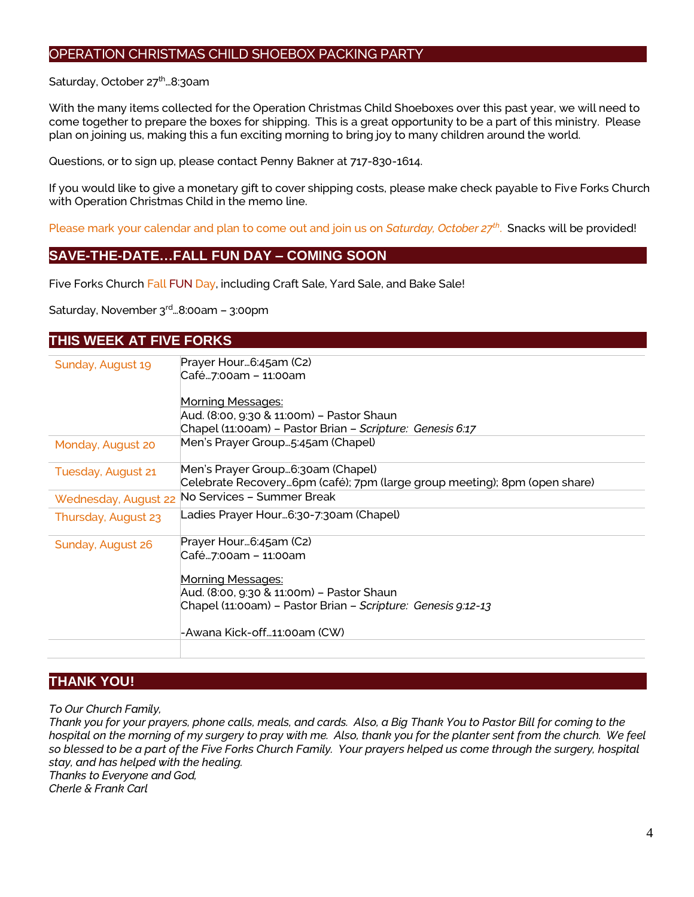## OPERATION CHRISTMAS CHILD SHOEBOX PACKING PARTY

Saturday, October 27th…8:30am

With the many items collected for the Operation Christmas Child Shoeboxes over this past year, we will need to come together to prepare the boxes for shipping. This is a great opportunity to be a part of this ministry. Please plan on joining us, making this a fun exciting morning to bring joy to many children around the world.

Questions, or to sign up, please contact Penny Bakner at 717-830-1614.

If you would like to give a monetary gift to cover shipping costs, please make check payable to Five Forks Church with Operation Christmas Child in the memo line.

Please mark your calendar and plan to come out and join us on *Saturday, October 27th*. Snacks will be provided!

## SAVE-THE-DATE…FALL FUN DAY – COMING SOON

Five Forks Church Fall FUN Day, including Craft Sale, Yard Sale, and Bake Sale!

Saturday, November 3rd…8:00am – 3:00pm

## THIS WEEK AT FIVE FORKS

| | |
|---|---|
| Sunday, August 19 | Prayer Hour…6:45am (C2)<br>Café…7:00am – 11:00am<br><br>Morning Messages:<br>Aud. (8:00, 9:30 & 11:00m) – Pastor Shaun<br>Chapel (11:00am) – Pastor Brian – *Scripture: Genesis 6:17* |
| Monday, August 20 | Men's Prayer Group…5:45am (Chapel) |
| Tuesday, August 21 | Men's Prayer Group…6:30am (Chapel)<br>Celebrate Recovery…6pm (café); 7pm (large group meeting); 8pm (open share) |
| Wednesday, August 22 | No Services – Summer Break |
| Thursday, August 23 | Ladies Prayer Hour…6:30-7:30am (Chapel) |
| Sunday, August 26 | Prayer Hour…6:45am (C2)<br>Café…7:00am – 11:00am<br><br>Morning Messages:<br>Aud. (8:00, 9:30 & 11:00m) – Pastor Shaun<br>Chapel (11:00am) – Pastor Brian – *Scripture: Genesis 9:12-13*<br><br>-Awana Kick-off…11:00am (CW) |
| | |

## THANK YOU!

*To Our Church Family,*
*Thank you for your prayers, phone calls, meals, and cards. Also, a Big Thank You to Pastor Bill for coming to the hospital on the morning of my surgery to pray with me. Also, thank you for the planter sent from the church. We feel so blessed to be a part of the Five Forks Church Family. Your prayers helped us come through the surgery, hospital stay, and has helped with the healing.*
*Thanks to Everyone and God,*
*Cherle & Frank Carl*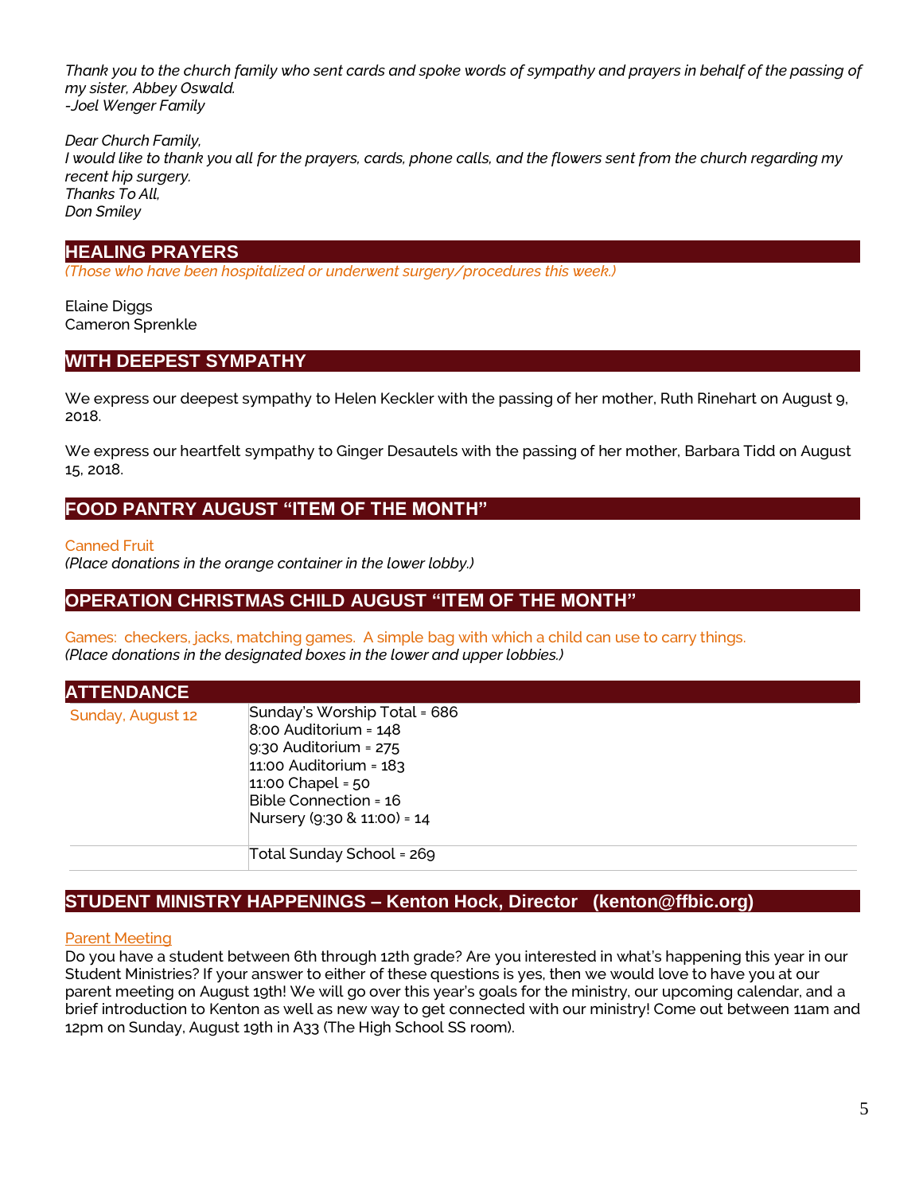*Thank you to the church family who sent cards and spoke words of sympathy and prayers in behalf of the passing of my sister, Abbey Oswald.*
*-Joel Wenger Family*

*Dear Church Family,*
*I would like to thank you all for the prayers, cards, phone calls, and the flowers sent from the church regarding my recent hip surgery.*
*Thanks To All,*
*Don Smiley*

## HEALING PRAYERS

*(Those who have been hospitalized or underwent surgery/procedures this week.)*

Elaine Diggs
Cameron Sprenkle

## WITH DEEPEST SYMPATHY

We express our deepest sympathy to Helen Keckler with the passing of her mother, Ruth Rinehart on August 9, 2018.

We express our heartfelt sympathy to Ginger Desautels with the passing of her mother, Barbara Tidd on August 15, 2018.

## FOOD PANTRY AUGUST "ITEM OF THE MONTH"

Canned Fruit
*(Place donations in the orange container in the lower lobby.)*

## OPERATION CHRISTMAS CHILD AUGUST "ITEM OF THE MONTH"

Games: checkers, jacks, matching games. A simple bag with which a child can use to carry things.
*(Place donations in the designated boxes in the lower and upper lobbies.)*

## ATTENDANCE

| Sunday, August 12 | Sunday's Worship Total = 686<br>8:00 Auditorium = 148<br>9:30 Auditorium = 275<br>11:00 Auditorium = 183<br>11:00 Chapel = 50<br>Bible Connection = 16<br>Nursery (9:30 & 11:00) = 14 |
|---|---|
| | Total Sunday School = 269 |

## STUDENT MINISTRY HAPPENINGS – Kenton Hock, Director (kenton@ffbic.org)

Parent Meeting
Do you have a student between 6th through 12th grade? Are you interested in what's happening this year in our Student Ministries? If your answer to either of these questions is yes, then we would love to have you at our parent meeting on August 19th! We will go over this year's goals for the ministry, our upcoming calendar, and a brief introduction to Kenton as well as new way to get connected with our ministry! Come out between 11am and 12pm on Sunday, August 19th in A33 (The High School SS room).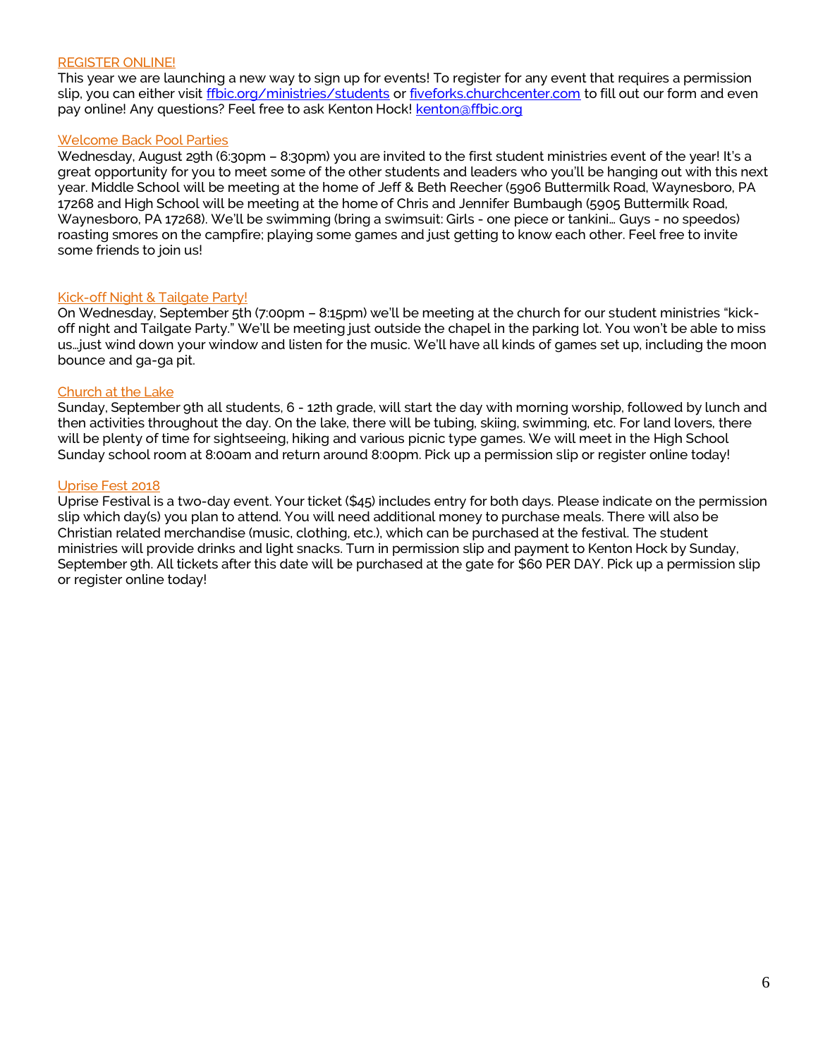REGISTER ONLINE!

This year we are launching a new way to sign up for events! To register for any event that requires a permission slip, you can either visit ffbic.org/ministries/students or fiveforks.churchcenter.com to fill out our form and even pay online! Any questions? Feel free to ask Kenton Hock! kenton@ffbic.org

Welcome Back Pool Parties

Wednesday, August 29th (6:30pm – 8:30pm) you are invited to the first student ministries event of the year! It's a great opportunity for you to meet some of the other students and leaders who you'll be hanging out with this next year. Middle School will be meeting at the home of Jeff & Beth Reecher (5906 Buttermilk Road, Waynesboro, PA 17268 and High School will be meeting at the home of Chris and Jennifer Bumbaugh (5905 Buttermilk Road, Waynesboro, PA 17268). We'll be swimming (bring a swimsuit: Girls - one piece or tankini… Guys - no speedos) roasting smores on the campfire; playing some games and just getting to know each other. Feel free to invite some friends to join us!

Kick-off Night & Tailgate Party!

On Wednesday, September 5th (7:00pm – 8:15pm) we'll be meeting at the church for our student ministries "kick-off night and Tailgate Party." We'll be meeting just outside the chapel in the parking lot. You won't be able to miss us…just wind down your window and listen for the music. We'll have all kinds of games set up, including the moon bounce and ga-ga pit.

Church at the Lake

Sunday, September 9th all students, 6 - 12th grade, will start the day with morning worship, followed by lunch and then activities throughout the day. On the lake, there will be tubing, skiing, swimming, etc. For land lovers, there will be plenty of time for sightseeing, hiking and various picnic type games. We will meet in the High School Sunday school room at 8:00am and return around 8:00pm. Pick up a permission slip or register online today!

Uprise Fest 2018

Uprise Festival is a two-day event. Your ticket ($45) includes entry for both days. Please indicate on the permission slip which day(s) you plan to attend. You will need additional money to purchase meals. There will also be Christian related merchandise (music, clothing, etc.), which can be purchased at the festival. The student ministries will provide drinks and light snacks. Turn in permission slip and payment to Kenton Hock by Sunday, September 9th. All tickets after this date will be purchased at the gate for $60 PER DAY. Pick up a permission slip or register online today!